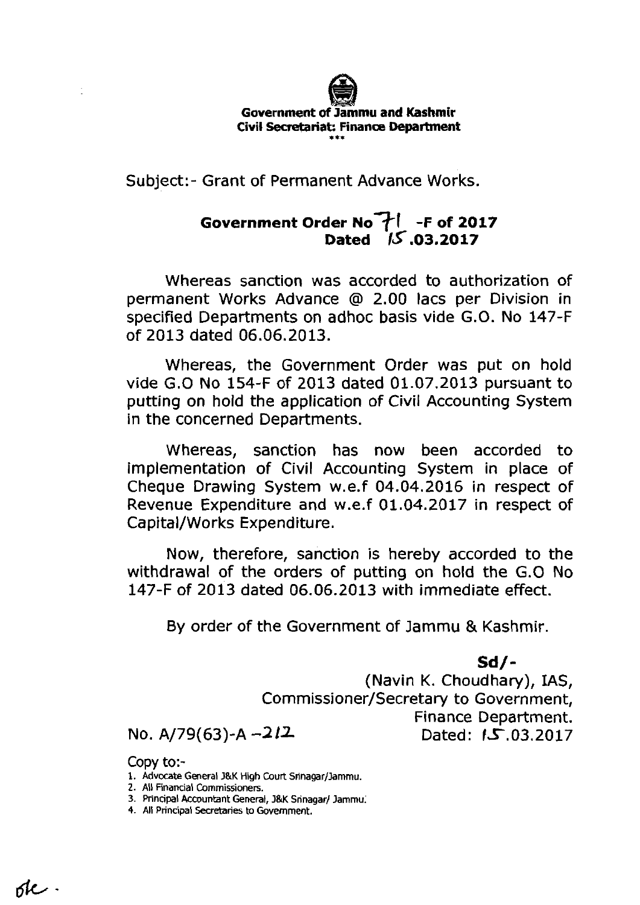**Government of Jammu and Kashmir**
**Civil Secretariat: Finance Department**

\*\*\*

Subject:- Grant of Permanent Advance Works.

**Government Order No 71 -F of 2017**
**Dated 15.03.2017**

Whereas sanction was accorded to authorization of permanent Works Advance @ 2.00 lacs per Division in specified Departments on adhoc basis vide G.O. No 147-F of 2013 dated 06.06.2013.

Whereas, the Government Order was put on hold vide G.O No 154-F of 2013 dated 01.07.2013 pursuant to putting on hold the application of Civil Accounting System in the concerned Departments.

Whereas, sanction has now been accorded to implementation of Civil Accounting System in place of Cheque Drawing System w.e.f 04.04.2016 in respect of Revenue Expenditure and w.e.f 01.04.2017 in respect of Capital/Works Expenditure.

Now, therefore, sanction is hereby accorded to the withdrawal of the orders of putting on hold the G.O No 147-F of 2013 dated 06.06.2013 with immediate effect.

By order of the Government of Jammu & Kashmir.

**Sd/-**
(Navin K. Choudhary), IAS,
Commissioner/Secretary to Government,
Finance Department.

No. A/79(63)-A -212 Dated: 15.03.2017

Copy to:-

1. Advocate General J&K High Court Srinagar/Jammu.
2. All Financial Commissioners.
3. Principal Accountant General, J&K Srinagar/ Jammu.
4. All Principal Secretaries to Government.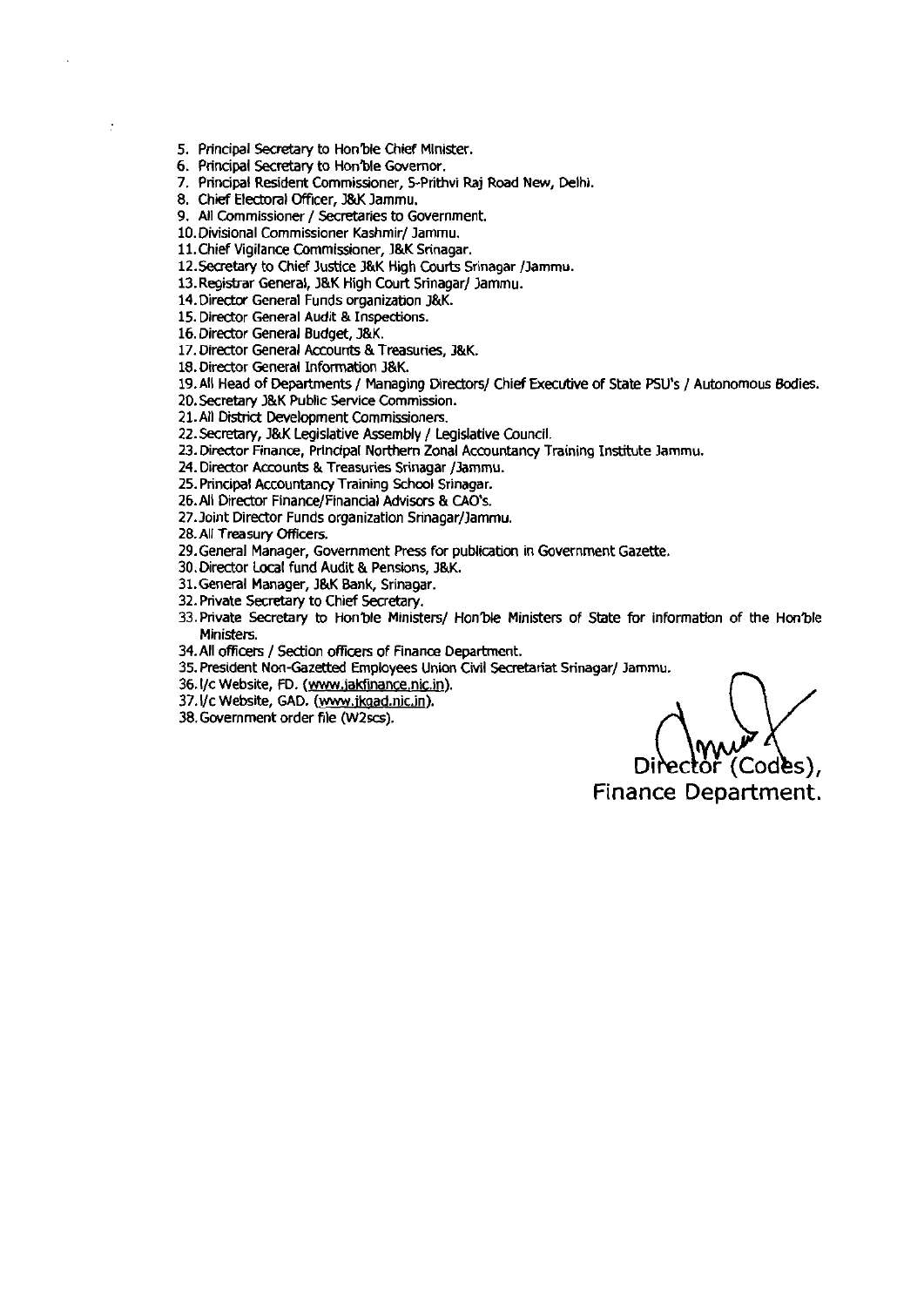5. Principal Secretary to Hon'ble Chief Minister.
6. Principal Secretary to Hon'ble Governor.
7. Principal Resident Commissioner, 5-Prithvi Raj Road New, Delhi.
8. Chief Electoral Officer, J&K Jammu.
9. All Commissioner / Secretaries to Government.
10. Divisional Commissioner Kashmir/ Jammu.
11. Chief Vigilance Commissioner, J&K Srinagar.
12. Secretary to Chief Justice J&K High Courts Srinagar /Jammu.
13. Registrar General, J&K High Court Srinagar/ Jammu.
14. Director General Funds organization J&K.
15. Director General Audit & Inspections.
16. Director General Budget, J&K.
17. Director General Accounts & Treasuries, J&K.
18. Director General Information J&K.
19. All Head of Departments / Managing Directors/ Chief Executive of State PSU's / Autonomous Bodies.
20. Secretary J&K Public Service Commission.
21. All District Development Commissioners.
22. Secretary, J&K Legislative Assembly / Legislative Council.
23. Director Finance, Principal Northern Zonal Accountancy Training Institute Jammu.
24. Director Accounts & Treasuries Srinagar /Jammu.
25. Principal Accountancy Training School Srinagar.
26. All Director Finance/Financial Advisors & CAO's.
27. Joint Director Funds organization Srinagar/Jammu.
28. All Treasury Officers.
29. General Manager, Government Press for publication in Government Gazette.
30. Director Local fund Audit & Pensions, J&K.
31. General Manager, J&K Bank, Srinagar.
32. Private Secretary to Chief Secretary.
33. Private Secretary to Hon'ble Ministers/ Hon'ble Ministers of State for information of the Hon'ble Ministers.
34. All officers / Section officers of Finance Department.
35. President Non-Gazetted Employees Union Civil Secretariat Srinagar/ Jammu.
36. I/c Website, FD. (www.jakfinance.nic.in).
37. I/c Website, GAD. (www.jkgad.nic.in).
38. Government order file (W2scs).

Director (Codes),
Finance Department.